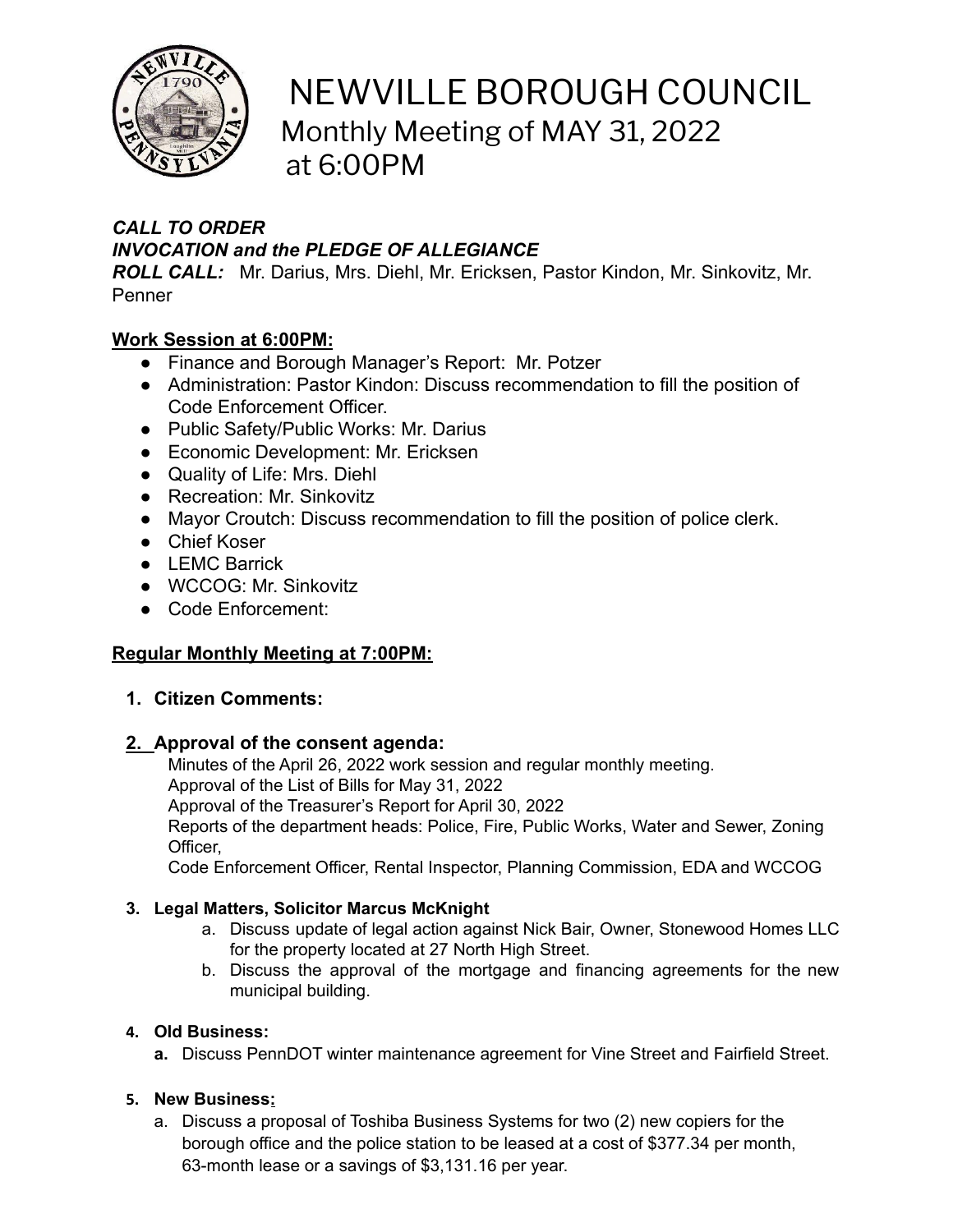# NEWVILLE BOROUGH COUNCIL

## Monthly Meeting of MAY 31, 2022 at 6:00PM

***CALL TO ORDER***

***INVOCATION and the PLEDGE OF ALLEGIANCE***

***ROLL CALL:*** Mr. Darius, Mrs. Diehl, Mr. Ericksen, Pastor Kindon, Mr. Sinkovitz, Mr. Penner

**Work Session at 6:00PM:**

- Finance and Borough Manager's Report: Mr. Potzer
- Administration: Pastor Kindon: Discuss recommendation to fill the position of Code Enforcement Officer.
- Public Safety/Public Works: Mr. Darius
- Economic Development: Mr. Ericksen
- Quality of Life: Mrs. Diehl
- Recreation: Mr. Sinkovitz
- Mayor Croutch: Discuss recommendation to fill the position of police clerk.
- Chief Koser
- LEMC Barrick
- WCCOG: Mr. Sinkovitz
- Code Enforcement:

**Regular Monthly Meeting at 7:00PM:**

1. **Citizen Comments:**

2. **Approval of the consent agenda:**
   Minutes of the April 26, 2022 work session and regular monthly meeting.
   Approval of the List of Bills for May 31, 2022
   Approval of the Treasurer's Report for April 30, 2022
   Reports of the department heads: Police, Fire, Public Works, Water and Sewer, Zoning Officer,
   Code Enforcement Officer, Rental Inspector, Planning Commission, EDA and WCCOG

3. **Legal Matters, Solicitor Marcus McKnight**
   a. Discuss update of legal action against Nick Bair, Owner, Stonewood Homes LLC for the property located at 27 North High Street.
   b. Discuss the approval of the mortgage and financing agreements for the new municipal building.

4. **Old Business:**
   **a.** Discuss PennDOT winter maintenance agreement for Vine Street and Fairfield Street.

5. **New Business:**
   a. Discuss a proposal of Toshiba Business Systems for two (2) new copiers for the borough office and the police station to be leased at a cost of $377.34 per month, 63-month lease or a savings of $3,131.16 per year.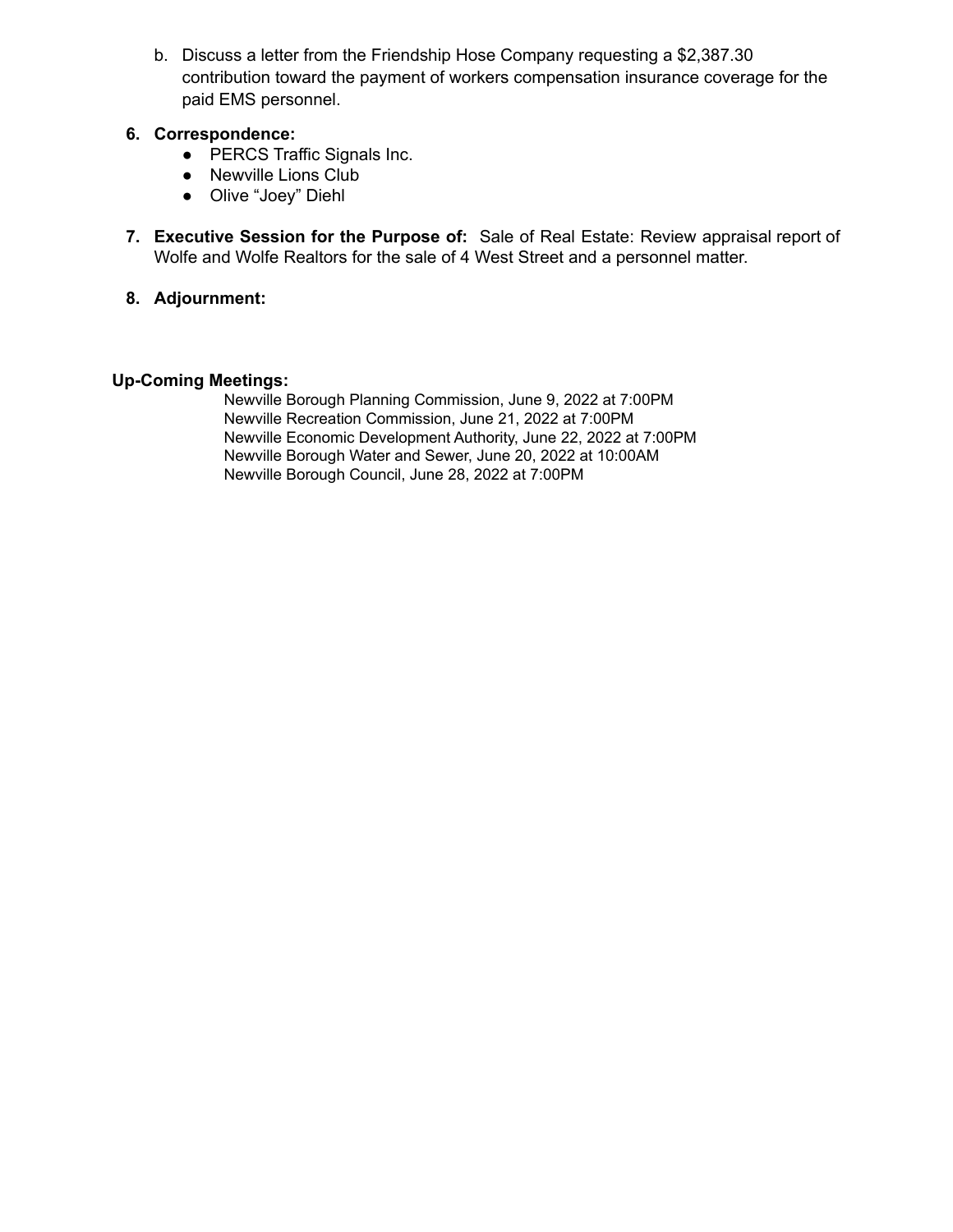b. Discuss a letter from the Friendship Hose Company requesting a $2,387.30 contribution toward the payment of workers compensation insurance coverage for the paid EMS personnel.

6. **Correspondence:**
   - PERCS Traffic Signals Inc.
   - Newville Lions Club
   - Olive “Joey” Diehl

7. **Executive Session for the Purpose of:** Sale of Real Estate: Review appraisal report of Wolfe and Wolfe Realtors for the sale of 4 West Street and a personnel matter.

8. **Adjournment:**

**Up-Coming Meetings:**

Newville Borough Planning Commission, June 9, 2022 at 7:00PM
Newville Recreation Commission, June 21, 2022 at 7:00PM
Newville Economic Development Authority, June 22, 2022 at 7:00PM
Newville Borough Water and Sewer, June 20, 2022 at 10:00AM
Newville Borough Council, June 28, 2022 at 7:00PM